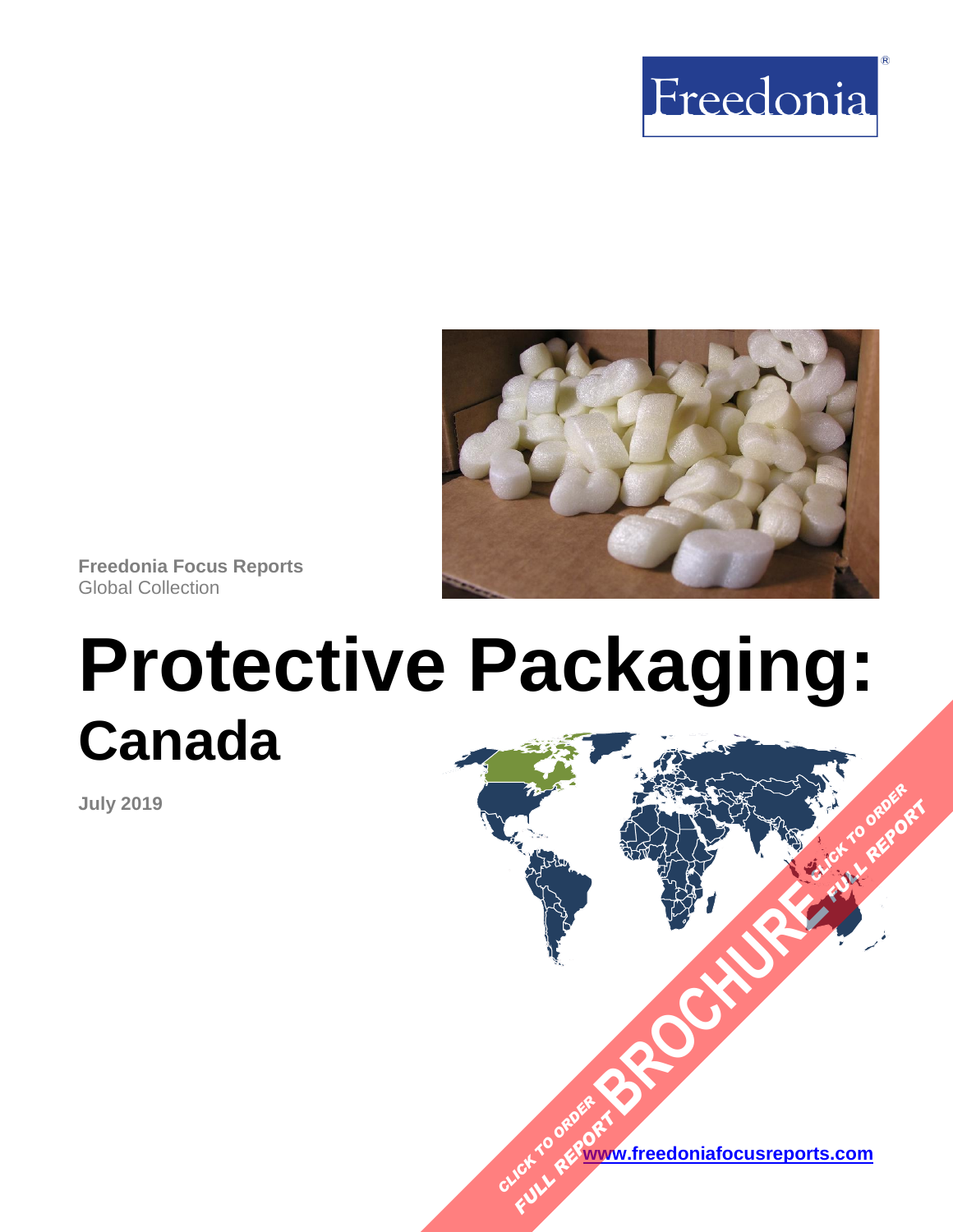Freedonia

**Freedonia Focus Reports**
Global Collection

# Protective Packaging:
## Canada

**July 2019**

CLICK TO ORDER FULL REPORT BROCHURE CLICK TO ORDER FULL REPORT

[www.freedoniafocusreports.com](http://www.freedoniafocusreports.com)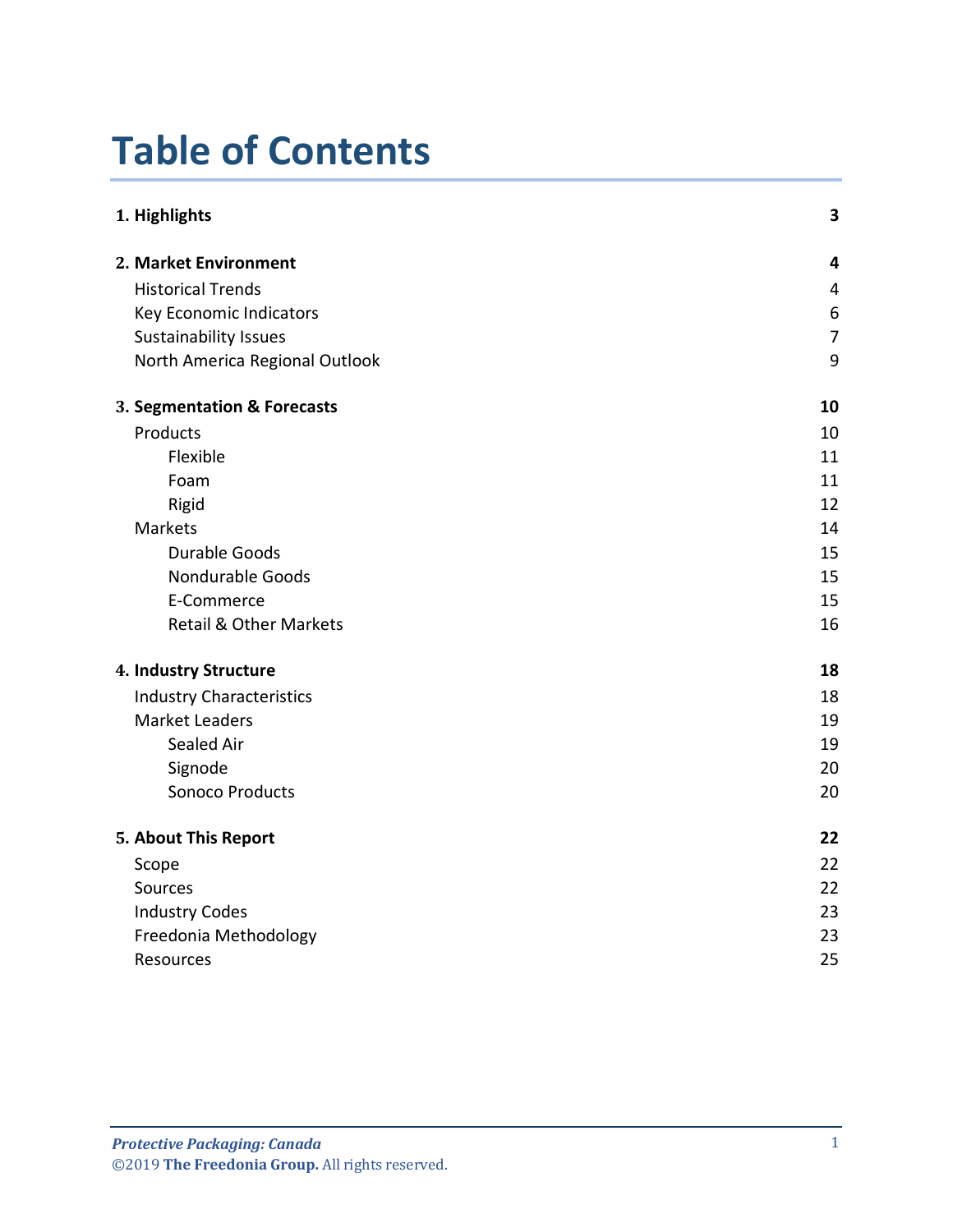# Table of Contents

| | |
|---|---|
| **1. Highlights** | **3** |
| **2. Market Environment** | **4** |
| Historical Trends | 4 |
| Key Economic Indicators | 6 |
| Sustainability Issues | 7 |
| North America Regional Outlook | 9 |
| **3. Segmentation & Forecasts** | **10** |
| Products | 10 |
| Flexible | 11 |
| Foam | 11 |
| Rigid | 12 |
| Markets | 14 |
| Durable Goods | 15 |
| Nondurable Goods | 15 |
| E-Commerce | 15 |
| Retail & Other Markets | 16 |
| **4. Industry Structure** | **18** |
| Industry Characteristics | 18 |
| Market Leaders | 19 |
| Sealed Air | 19 |
| Signode | 20 |
| Sonoco Products | 20 |
| **5. About This Report** | **22** |
| Scope | 22 |
| Sources | 22 |
| Industry Codes | 23 |
| Freedonia Methodology | 23 |
| Resources | 25 |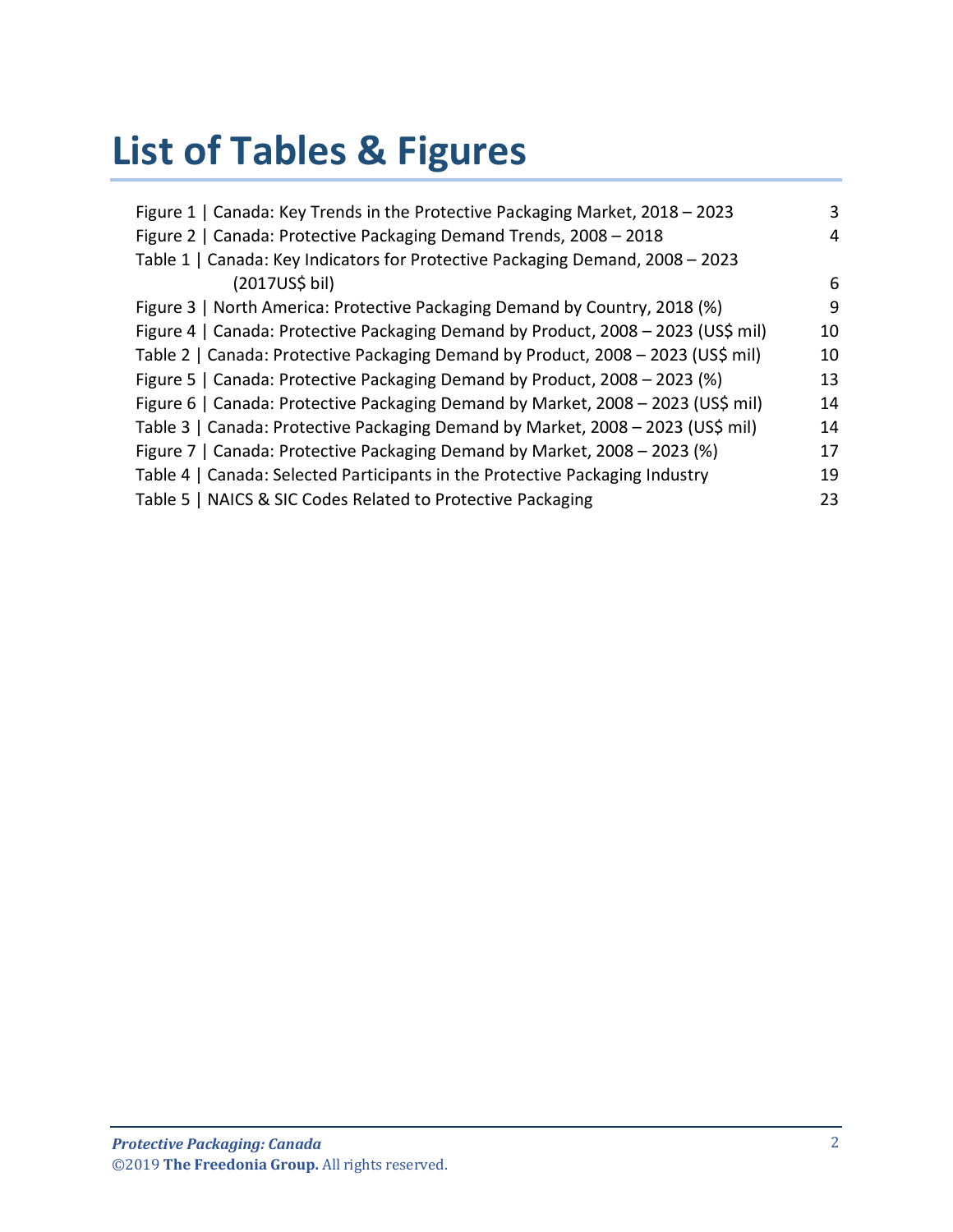# List of Tables & Figures

Figure 1 | Canada: Key Trends in the Protective Packaging Market, 2018 – 2023 3
Figure 2 | Canada: Protective Packaging Demand Trends, 2008 – 2018 4
Table 1 | Canada: Key Indicators for Protective Packaging Demand, 2008 – 2023 (2017US$ bil) 6
Figure 3 | North America: Protective Packaging Demand by Country, 2018 (%) 9
Figure 4 | Canada: Protective Packaging Demand by Product, 2008 – 2023 (US$ mil) 10
Table 2 | Canada: Protective Packaging Demand by Product, 2008 – 2023 (US$ mil) 10
Figure 5 | Canada: Protective Packaging Demand by Product, 2008 – 2023 (%) 13
Figure 6 | Canada: Protective Packaging Demand by Market, 2008 – 2023 (US$ mil) 14
Table 3 | Canada: Protective Packaging Demand by Market, 2008 – 2023 (US$ mil) 14
Figure 7 | Canada: Protective Packaging Demand by Market, 2008 – 2023 (%) 17
Table 4 | Canada: Selected Participants in the Protective Packaging Industry 19
Table 5 | NAICS & SIC Codes Related to Protective Packaging 23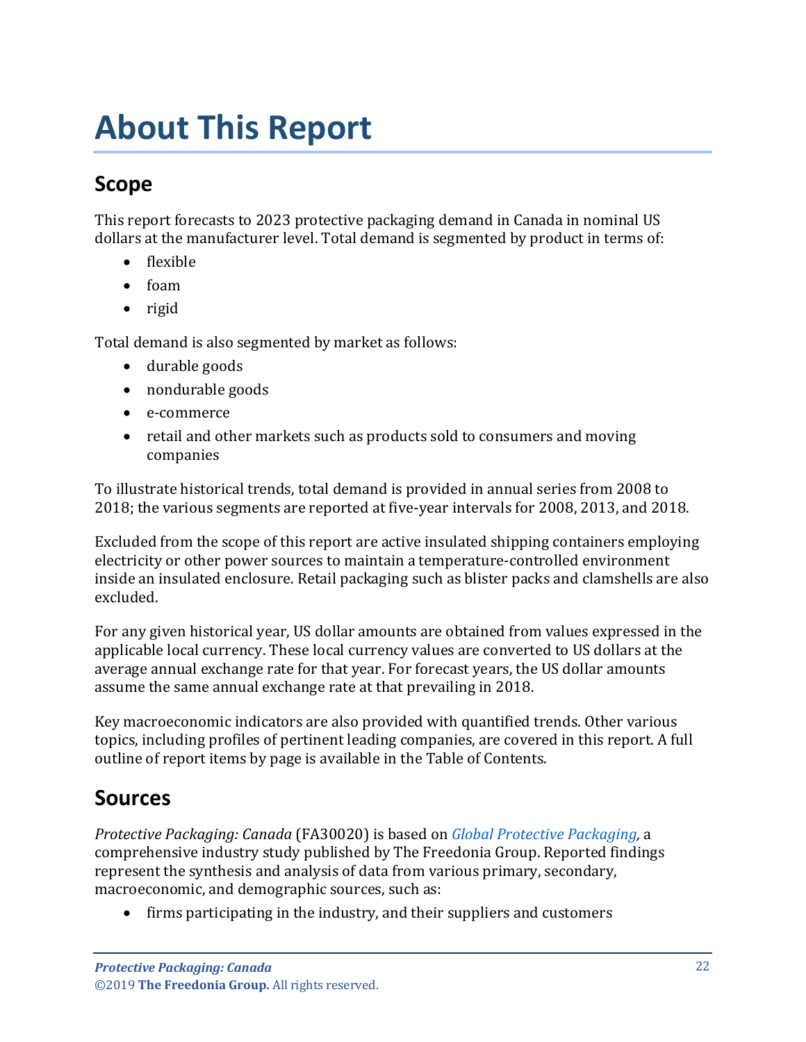# About This Report

## Scope

This report forecasts to 2023 protective packaging demand in Canada in nominal US dollars at the manufacturer level. Total demand is segmented by product in terms of:

- flexible
- foam
- rigid

Total demand is also segmented by market as follows:

- durable goods
- nondurable goods
- e-commerce
- retail and other markets such as products sold to consumers and moving companies

To illustrate historical trends, total demand is provided in annual series from 2008 to 2018; the various segments are reported at five-year intervals for 2008, 2013, and 2018.

Excluded from the scope of this report are active insulated shipping containers employing electricity or other power sources to maintain a temperature-controlled environment inside an insulated enclosure. Retail packaging such as blister packs and clamshells are also excluded.

For any given historical year, US dollar amounts are obtained from values expressed in the applicable local currency. These local currency values are converted to US dollars at the average annual exchange rate for that year. For forecast years, the US dollar amounts assume the same annual exchange rate at that prevailing in 2018.

Key macroeconomic indicators are also provided with quantified trends. Other various topics, including profiles of pertinent leading companies, are covered in this report. A full outline of report items by page is available in the Table of Contents.

## Sources

*Protective Packaging: Canada* (FA30020) is based on *Global Protective Packaging,* a comprehensive industry study published by The Freedonia Group. Reported findings represent the synthesis and analysis of data from various primary, secondary, macroeconomic, and demographic sources, such as:

- firms participating in the industry, and their suppliers and customers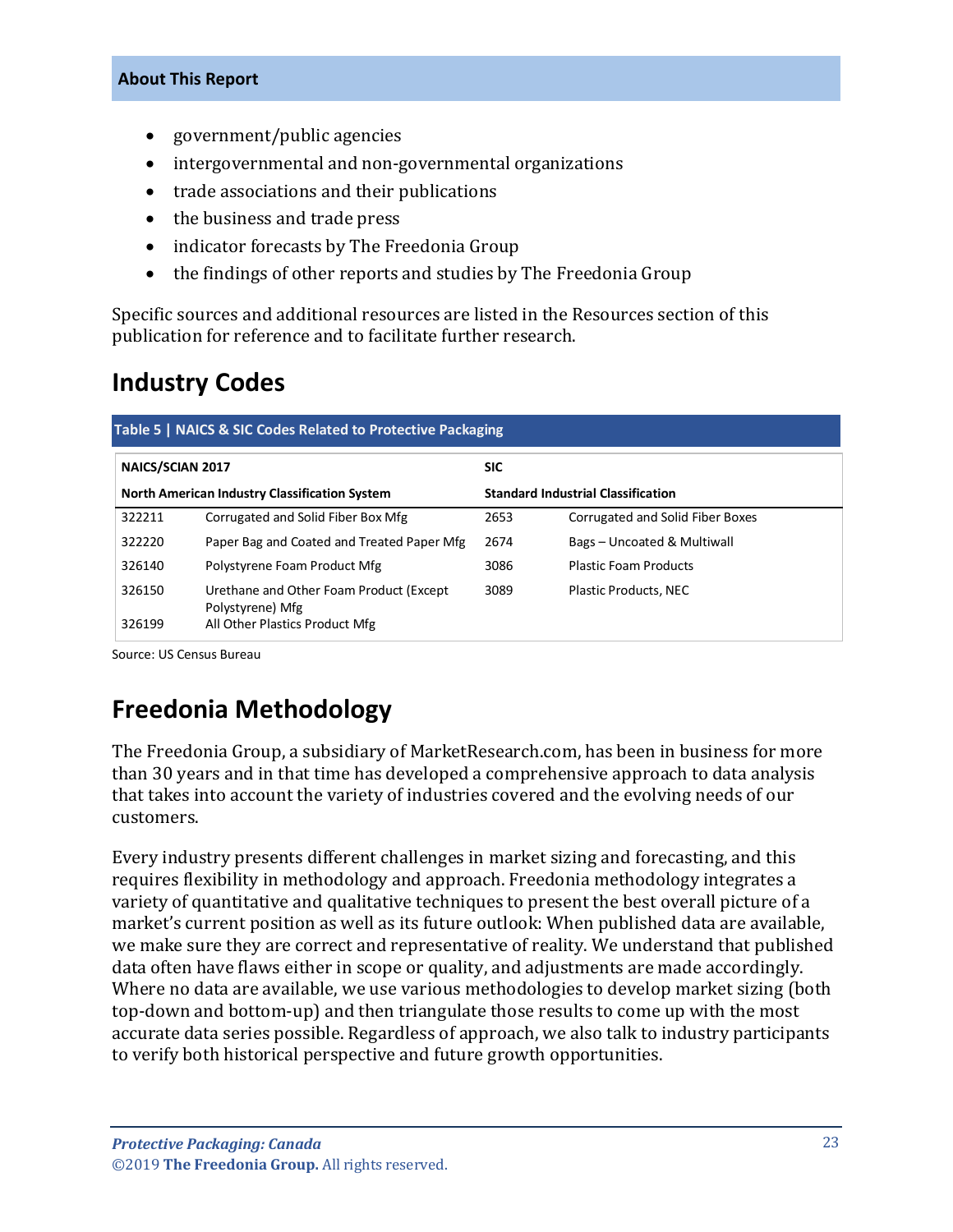- government/public agencies
- intergovernmental and non-governmental organizations
- trade associations and their publications
- the business and trade press
- indicator forecasts by The Freedonia Group
- the findings of other reports and studies by The Freedonia Group

Specific sources and additional resources are listed in the Resources section of this publication for reference and to facilitate further research.

## Industry Codes

**Table 5 | NAICS & SIC Codes Related to Protective Packaging**

| NAICS/SCIAN 2017 | | SIC | |
|---|---|---|---|
| **North American Industry Classification System** | | **Standard Industrial Classification** | |
| 322211 | Corrugated and Solid Fiber Box Mfg | 2653 | Corrugated and Solid Fiber Boxes |
| 322220 | Paper Bag and Coated and Treated Paper Mfg | 2674 | Bags – Uncoated & Multiwall |
| 326140 | Polystyrene Foam Product Mfg | 3086 | Plastic Foam Products |
| 326150 | Urethane and Other Foam Product (Except Polystyrene) Mfg | 3089 | Plastic Products, NEC |
| 326199 | All Other Plastics Product Mfg | | |

Source: US Census Bureau

## Freedonia Methodology

The Freedonia Group, a subsidiary of MarketResearch.com, has been in business for more than 30 years and in that time has developed a comprehensive approach to data analysis that takes into account the variety of industries covered and the evolving needs of our customers.

Every industry presents different challenges in market sizing and forecasting, and this requires flexibility in methodology and approach. Freedonia methodology integrates a variety of quantitative and qualitative techniques to present the best overall picture of a market's current position as well as its future outlook: When published data are available, we make sure they are correct and representative of reality. We understand that published data often have flaws either in scope or quality, and adjustments are made accordingly. Where no data are available, we use various methodologies to develop market sizing (both top-down and bottom-up) and then triangulate those results to come up with the most accurate data series possible. Regardless of approach, we also talk to industry participants to verify both historical perspective and future growth opportunities.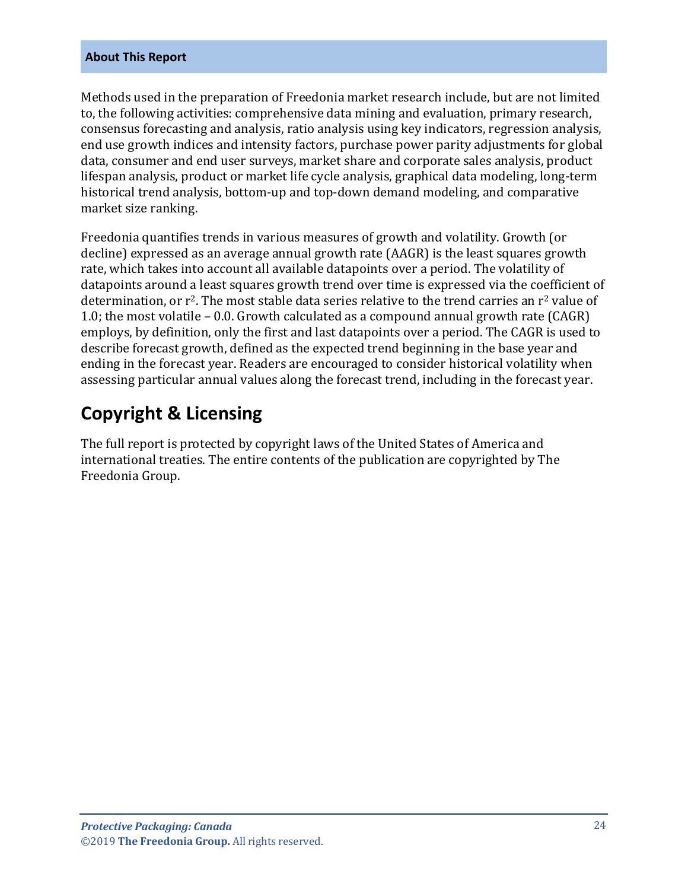**About This Report**

Methods used in the preparation of Freedonia market research include, but are not limited to, the following activities: comprehensive data mining and evaluation, primary research, consensus forecasting and analysis, ratio analysis using key indicators, regression analysis, end use growth indices and intensity factors, purchase power parity adjustments for global data, consumer and end user surveys, market share and corporate sales analysis, product lifespan analysis, product or market life cycle analysis, graphical data modeling, long-term historical trend analysis, bottom-up and top-down demand modeling, and comparative market size ranking.

Freedonia quantifies trends in various measures of growth and volatility. Growth (or decline) expressed as an average annual growth rate (AAGR) is the least squares growth rate, which takes into account all available datapoints over a period. The volatility of datapoints around a least squares growth trend over time is expressed via the coefficient of determination, or $r^2$. The most stable data series relative to the trend carries an $r^2$ value of 1.0; the most volatile – 0.0. Growth calculated as a compound annual growth rate (CAGR) employs, by definition, only the first and last datapoints over a period. The CAGR is used to describe forecast growth, defined as the expected trend beginning in the base year and ending in the forecast year. Readers are encouraged to consider historical volatility when assessing particular annual values along the forecast trend, including in the forecast year.

# Copyright & Licensing

The full report is protected by copyright laws of the United States of America and international treaties. The entire contents of the publication are copyrighted by The Freedonia Group.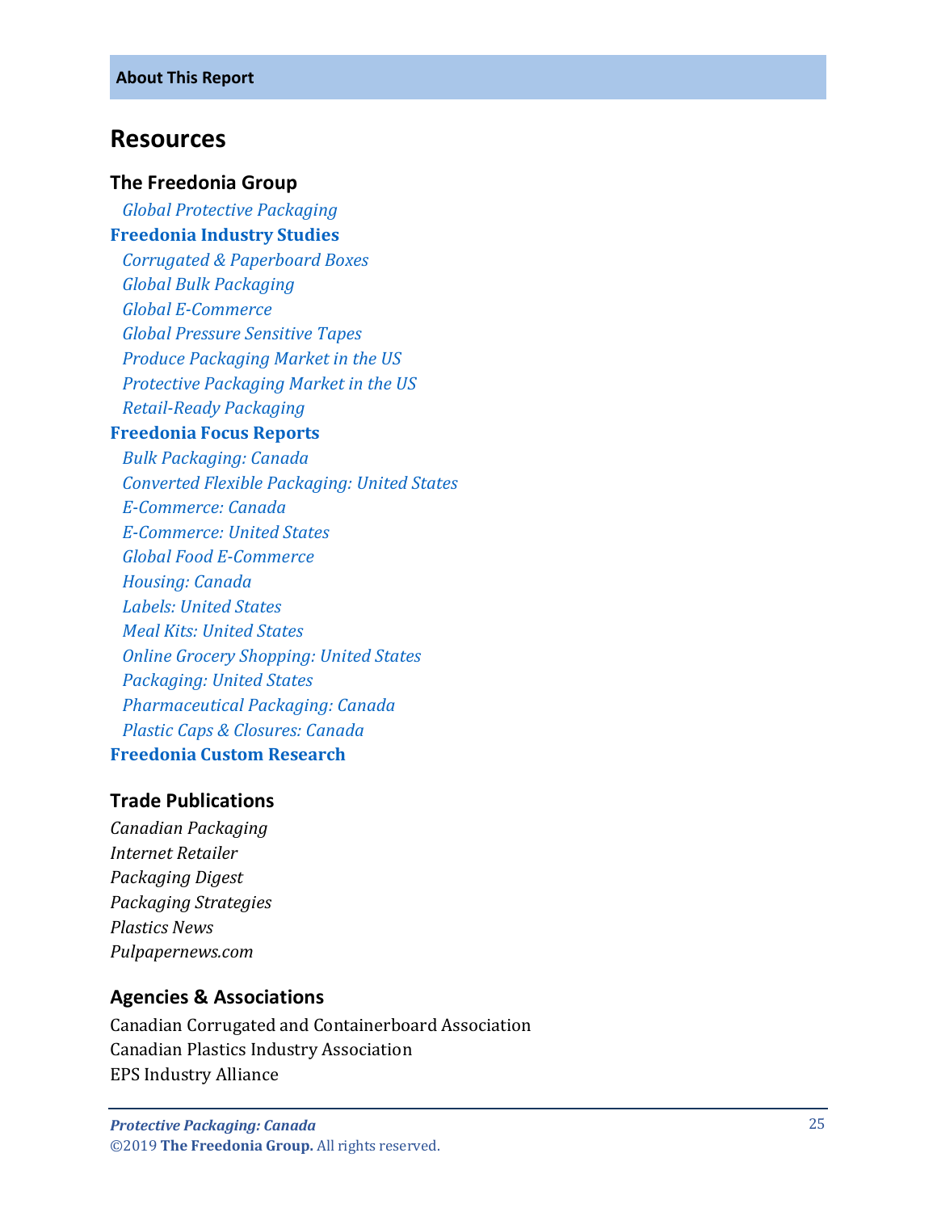**About This Report**

## Resources

### The Freedonia Group

*Global Protective Packaging*

**Freedonia Industry Studies**

*Corrugated & Paperboard Boxes*
*Global Bulk Packaging*
*Global E-Commerce*
*Global Pressure Sensitive Tapes*
*Produce Packaging Market in the US*
*Protective Packaging Market in the US*
*Retail-Ready Packaging*

**Freedonia Focus Reports**

*Bulk Packaging: Canada*
*Converted Flexible Packaging: United States*
*E-Commerce: Canada*
*E-Commerce: United States*
*Global Food E-Commerce*
*Housing: Canada*
*Labels: United States*
*Meal Kits: United States*
*Online Grocery Shopping: United States*
*Packaging: United States*
*Pharmaceutical Packaging: Canada*
*Plastic Caps & Closures: Canada*

**Freedonia Custom Research**

### Trade Publications

*Canadian Packaging*
*Internet Retailer*
*Packaging Digest*
*Packaging Strategies*
*Plastics News*
*Pulpapernews.com*

### Agencies & Associations

Canadian Corrugated and Containerboard Association
Canadian Plastics Industry Association
EPS Industry Alliance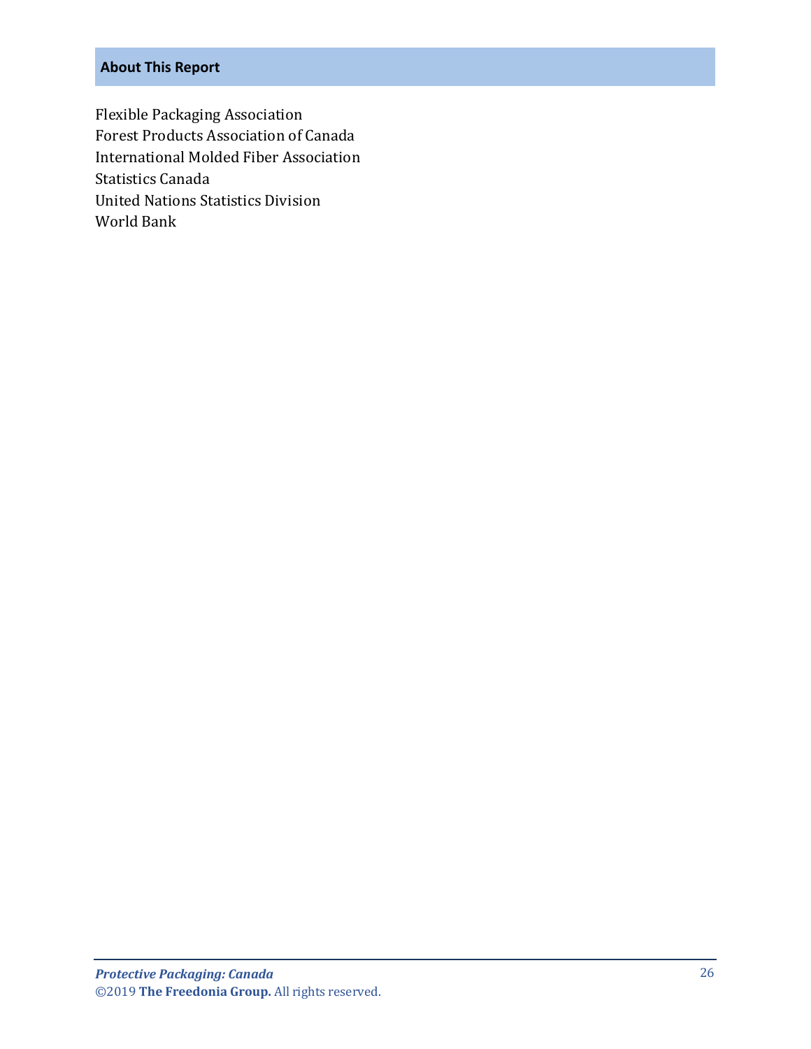## About This Report

Flexible Packaging Association
Forest Products Association of Canada
International Molded Fiber Association
Statistics Canada
United Nations Statistics Division
World Bank